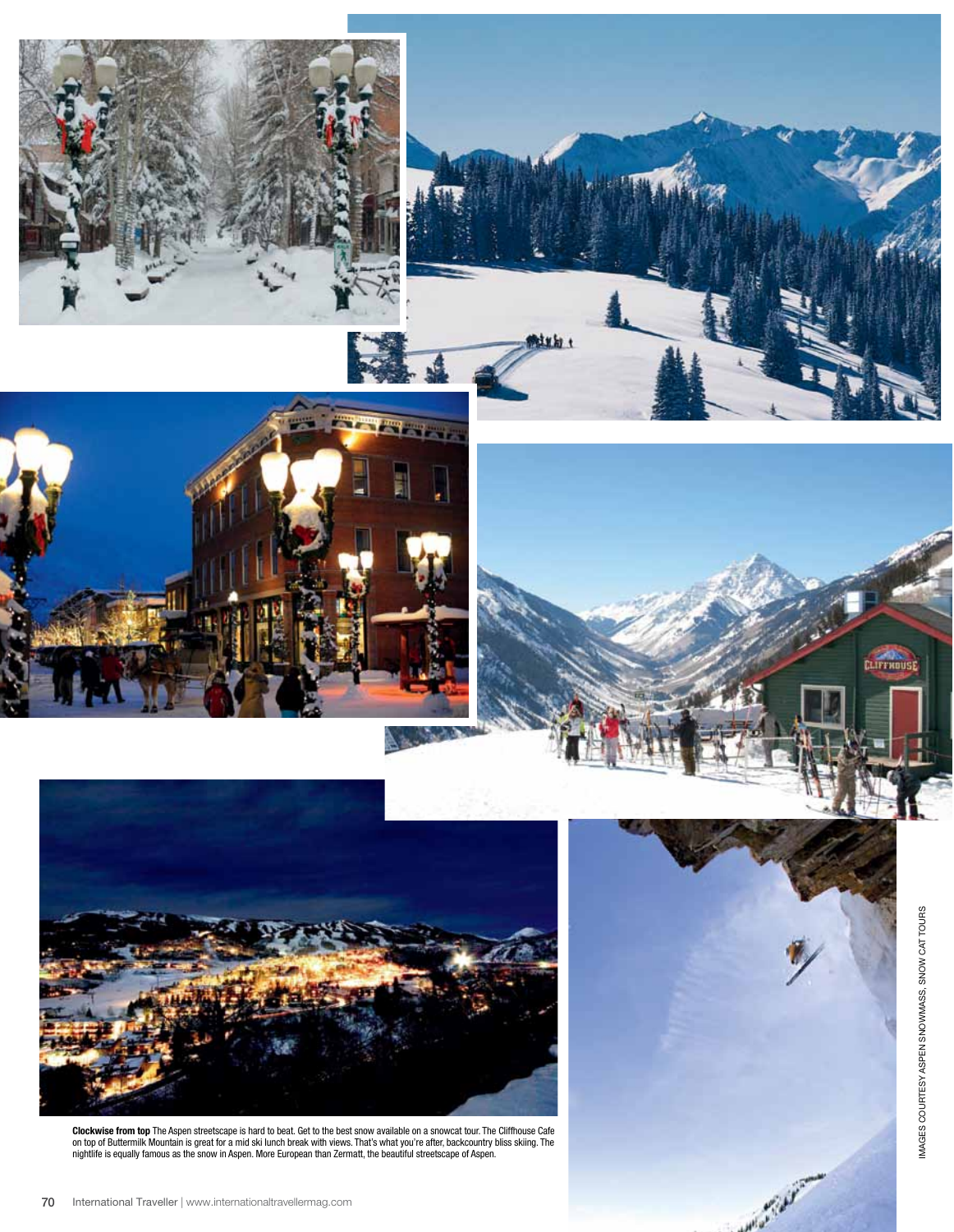**Clockwise from top** The Aspen streetscape is hard to beat. Get to the best snow available on a snowcat tour. The Cliffhouse Cafe on top of Buttermilk Mountain is great for a mid ski lunch break with views. That's what you're after, backcountry bliss skiing. The nightlife is equally famous as the snow in Aspen. More European than Zermatt, the beautiful streetscape of Aspen.

IMAGES COURTESY ASPEN SNOWMASS, SNOW CAT TOURS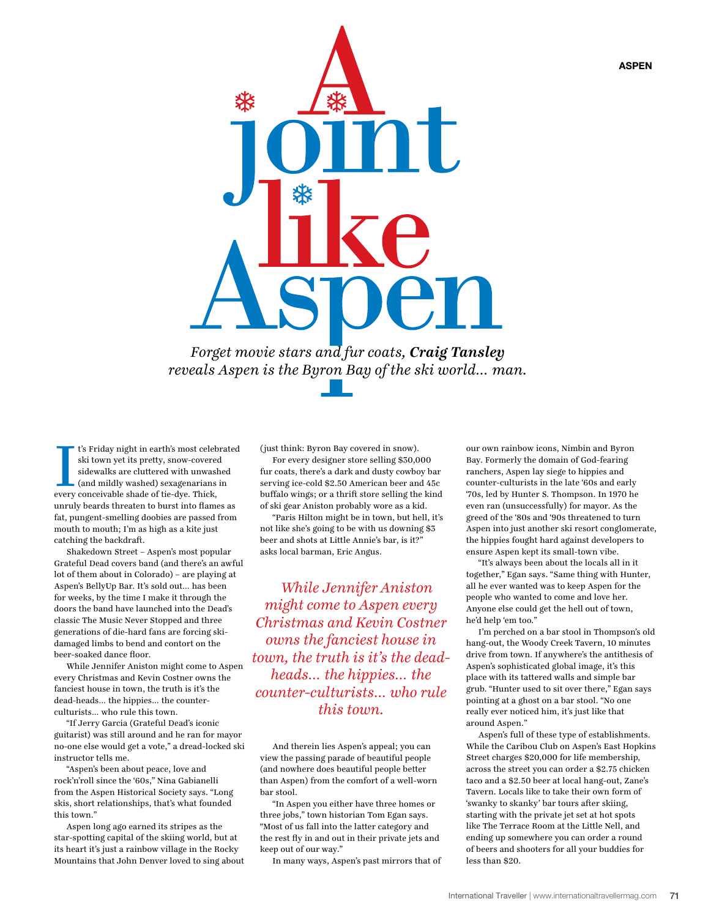# A joint like Aspen

*Forget movie stars and fur coats,* ***Craig Tansley*** *reveals Aspen is the Byron Bay of the ski world... man.*

It's Friday night in earth's most celebrated ski town yet its pretty, snow-covered sidewalks are cluttered with unwashed (and mildly washed) sexagenarians in every conceivable shade of tie-dye. Thick, unruly beards threaten to burst into flames as fat, pungent-smelling doobies are passed from mouth to mouth; I'm as high as a kite just catching the backdraft.

Shakedown Street – Aspen's most popular Grateful Dead covers band (and there's an awful lot of them about in Colorado) – are playing at Aspen's BellyUp Bar. It's sold out... has been for weeks, by the time I make it through the doors the band have launched into the Dead's classic The Music Never Stopped and three generations of die-hard fans are forcing ski-damaged limbs to bend and contort on the beer-soaked dance floor.

While Jennifer Aniston might come to Aspen every Christmas and Kevin Costner owns the fanciest house in town, the truth is it's the dead-heads... the hippies... the counter-culturists... who rule this town.

"If Jerry Garcia (Grateful Dead's iconic guitarist) was still around and he ran for mayor no-one else would get a vote," a dread-locked ski instructor tells me.

"Aspen's been about peace, love and rock'n'roll since the '60s," Nina Gabianelli from the Aspen Historical Society says. "Long skis, short relationships, that's what founded this town."

Aspen long ago earned its stripes as the star-spotting capital of the skiing world, but at its heart it's just a rainbow village in the Rocky Mountains that John Denver loved to sing about (just think: Byron Bay covered in snow).

For every designer store selling $30,000 fur coats, there's a dark and dusty cowboy bar serving ice-cold $2.50 American beer and 45c buffalo wings; or a thrift store selling the kind of ski gear Aniston probably wore as a kid.

"Paris Hilton might be in town, but hell, it's not like she's going to be with us downing $3 beer and shots at Little Annie's bar, is it?" asks local barman, Eric Angus.

*While Jennifer Aniston might come to Aspen every Christmas and Kevin Costner owns the fanciest house in town, the truth is it's the dead-heads... the hippies... the counter-culturists... who rule this town.*

And therein lies Aspen's appeal; you can view the passing parade of beautiful people (and nowhere does beautiful people better than Aspen) from the comfort of a well-worn bar stool.

"In Aspen you either have three homes or three jobs," town historian Tom Egan says. "Most of us fall into the latter category and the rest fly in and out in their private jets and keep out of our way."

In many ways, Aspen's past mirrors that of our own rainbow icons, Nimbin and Byron Bay. Formerly the domain of God-fearing ranchers, Aspen lay siege to hippies and counter-culturists in the late '60s and early '70s, led by Hunter S. Thompson. In 1970 he even ran (unsuccessfully) for mayor. As the greed of the '80s and '90s threatened to turn Aspen into just another ski resort conglomerate, the hippies fought hard against developers to ensure Aspen kept its small-town vibe.

"It's always been about the locals all in it together," Egan says. "Same thing with Hunter, all he ever wanted was to keep Aspen for the people who wanted to come and love her. Anyone else could get the hell out of town, he'd help 'em too."

I'm perched on a bar stool in Thompson's old hang-out, the Woody Creek Tavern, 10 minutes drive from town. If anywhere's the antithesis of Aspen's sophisticated global image, it's this place with its tattered walls and simple bar grub. "Hunter used to sit over there," Egan says pointing at a ghost on a bar stool. "No one really ever noticed him, it's just like that around Aspen."

Aspen's full of these type of establishments. While the Caribou Club on Aspen's East Hopkins Street charges $20,000 for life membership, across the street you can order a $2.75 chicken taco and a $2.50 beer at local hang-out, Zane's Tavern. Locals like to take their own form of 'swanky to skanky' bar tours after skiing, starting with the private jet set at hot spots like The Terrace Room at the Little Nell, and ending up somewhere you can order a round of beers and shooters for all your buddies for less than $20.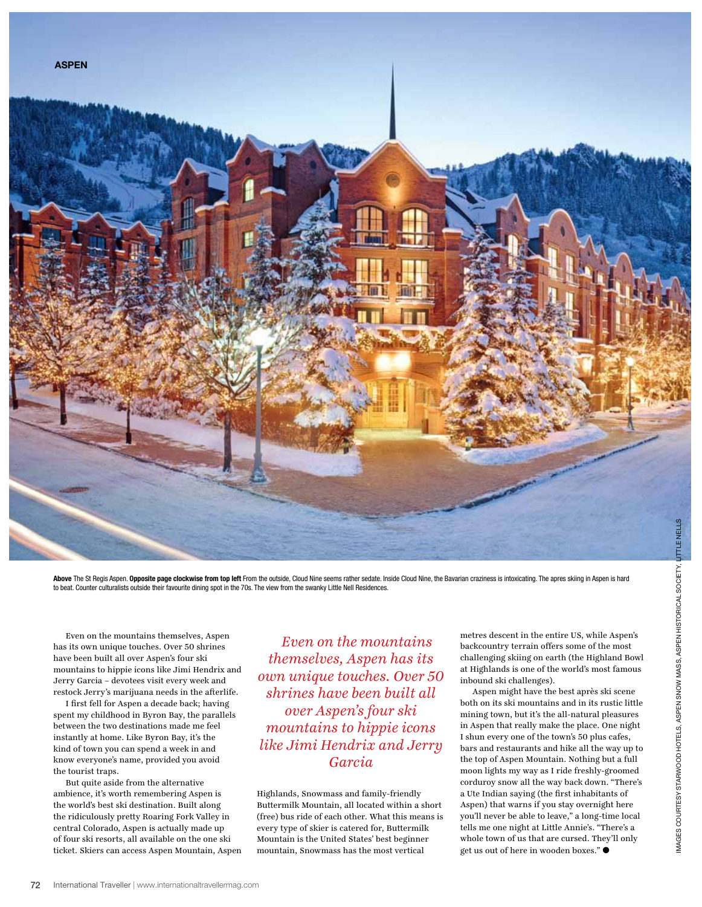**Above** The St Regis Aspen. **Opposite page clockwise from top left** From the outside, Cloud Nine seems rather sedate. Inside Cloud Nine, the Bavarian craziness is intoxicating. The apres skiing in Aspen is hard to beat. Counter culturalists outside their favourite dining spot in the 70s. The view from the swanky Little Nell Residences.

IMAGES COURTESY STARWOOD HOTELS, ASPEN SNOW MASS, ASPEN HISTORICAL SOCIETY, LITTLE NELLS

Even on the mountains themselves, Aspen has its own unique touches. Over 50 shrines have been built all over Aspen's four ski mountains to hippie icons like Jimi Hendrix and Jerry Garcia – devotees visit every week and restock Jerry's marijuana needs in the afterlife.

I first fell for Aspen a decade back; having spent my childhood in Byron Bay, the parallels between the two destinations made me feel instantly at home. Like Byron Bay, it's the kind of town you can spend a week in and know everyone's name, provided you avoid the tourist traps.

But quite aside from the alternative ambience, it's worth remembering Aspen is the world's best ski destination. Built along the ridiculously pretty Roaring Fork Valley in central Colorado, Aspen is actually made up of four ski resorts, all available on the one ski ticket. Skiers can access Aspen Mountain, Aspen Highlands, Snowmass and family-friendly Buttermilk Mountain, all located within a short (free) bus ride of each other. What this means is every type of skier is catered for, Buttermilk Mountain is the United States' best beginner mountain, Snowmass has the most vertical metres descent in the entire US, while Aspen's backcountry terrain offers some of the most challenging skiing on earth (the Highland Bowl at Highlands is one of the world's most famous inbound ski challenges).

*Even on the mountains themselves, Aspen has its own unique touches. Over 50 shrines have been built all over Aspen's four ski mountains to hippie icons like Jimi Hendrix and Jerry Garcia*

Aspen might have the best après ski scene both on its ski mountains and in its rustic little mining town, but it's the all-natural pleasures in Aspen that really make the place. One night I shun every one of the town's 50 plus cafes, bars and restaurants and hike all the way up to the top of Aspen Mountain. Nothing but a full moon lights my way as I ride freshly-groomed corduroy snow all the way back down. "There's a Ute Indian saying (the first inhabitants of Aspen) that warns if you stay overnight here you'll never be able to leave," a long-time local tells me one night at Little Annie's. "There's a whole town of us that are cursed. They'll only get us out of here in wooden boxes." ●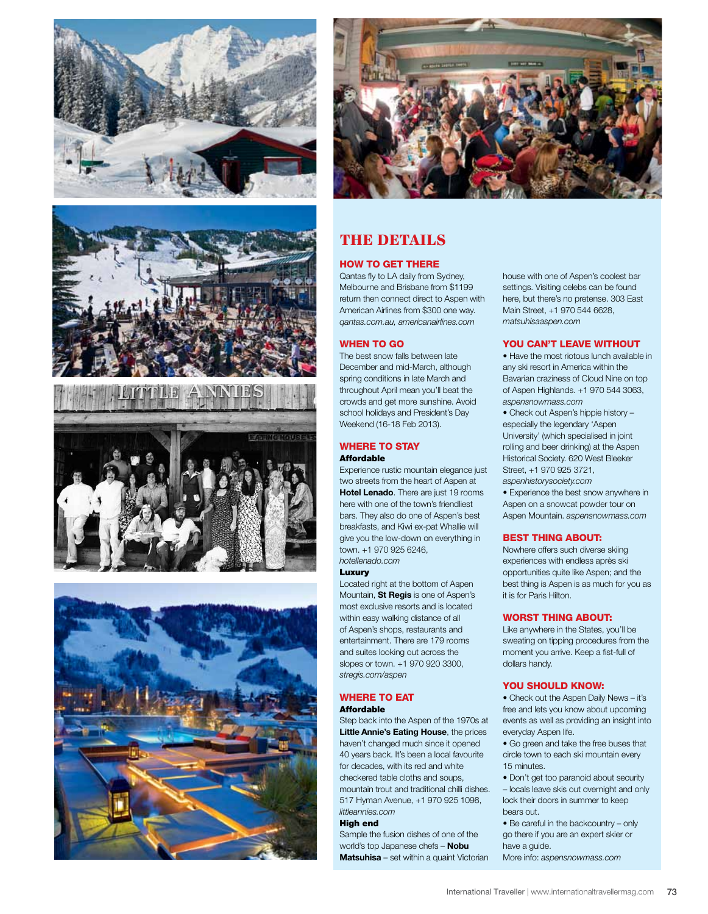## THE DETAILS

### HOW TO GET THERE

Qantas fly to LA daily from Sydney, Melbourne and Brisbane from $1199 return then connect direct to Aspen with American Airlines from $300 one way. *qantas.com.au, americanairlines.com*

### WHEN TO GO

The best snow falls between late December and mid-March, although spring conditions in late March and throughout April mean you'll beat the crowds and get more sunshine. Avoid school holidays and President's Day Weekend (16-18 Feb 2013).

### WHERE TO STAY

**Affordable**

Experience rustic mountain elegance just two streets from the heart of Aspen at **Hotel Lenado**. There are just 19 rooms here with one of the town's friendliest bars. They also do one of Aspen's best breakfasts, and Kiwi ex-pat Whallie will give you the low-down on everything in town. +1 970 925 6246, *hotellenado.com*

**Luxury**

Located right at the bottom of Aspen Mountain, **St Regis** is one of Aspen's most exclusive resorts and is located within easy walking distance of all of Aspen's shops, restaurants and entertainment. There are 179 rooms and suites looking out across the slopes or town. +1 970 920 3300, *stregis.com/aspen*

### WHERE TO EAT

**Affordable**

Step back into the Aspen of the 1970s at **Little Annie's Eating House**, the prices haven't changed much since it opened 40 years back. It's been a local favourite for decades, with its red and white checkered table cloths and soups, mountain trout and traditional chilli dishes. 517 Hyman Avenue, +1 970 925 1098, *littleannies.com*

**High end**

Sample the fusion dishes of one of the world's top Japanese chefs – **Nobu Matsuhisa** – set within a quaint Victorian house with one of Aspen's coolest bar settings. Visiting celebs can be found here, but there's no pretense. 303 East Main Street, +1 970 544 6628, *matsuhisaaspen.com*

### YOU CAN'T LEAVE WITHOUT

- Have the most riotous lunch available in any ski resort in America within the Bavarian craziness of Cloud Nine on top of Aspen Highlands. +1 970 544 3063, *aspensnowmass.com*
- Check out Aspen's hippie history – especially the legendary 'Aspen University' (which specialised in joint rolling and beer drinking) at the Aspen Historical Society. 620 West Bleeker Street, +1 970 925 3721, *aspenhistorysociety.com*
- Experience the best snow anywhere in Aspen on a snowcat powder tour on Aspen Mountain. *aspensnowmass.com*

### BEST THING ABOUT:

Nowhere offers such diverse skiing experiences with endless après ski opportunities quite like Aspen; and the best thing is Aspen is as much for you as it is for Paris Hilton.

### WORST THING ABOUT:

Like anywhere in the States, you'll be sweating on tipping procedures from the moment you arrive. Keep a fist-full of dollars handy.

### YOU SHOULD KNOW:

- Check out the Aspen Daily News – it's free and lets you know about upcoming events as well as providing an insight into everyday Aspen life.
- Go green and take the free buses that circle town to each ski mountain every 15 minutes.
- Don't get too paranoid about security – locals leave skis out overnight and only lock their doors in summer to keep bears out.
- Be careful in the backcountry – only go there if you are an expert skier or have a guide.

More info: *aspensnowmass.com*